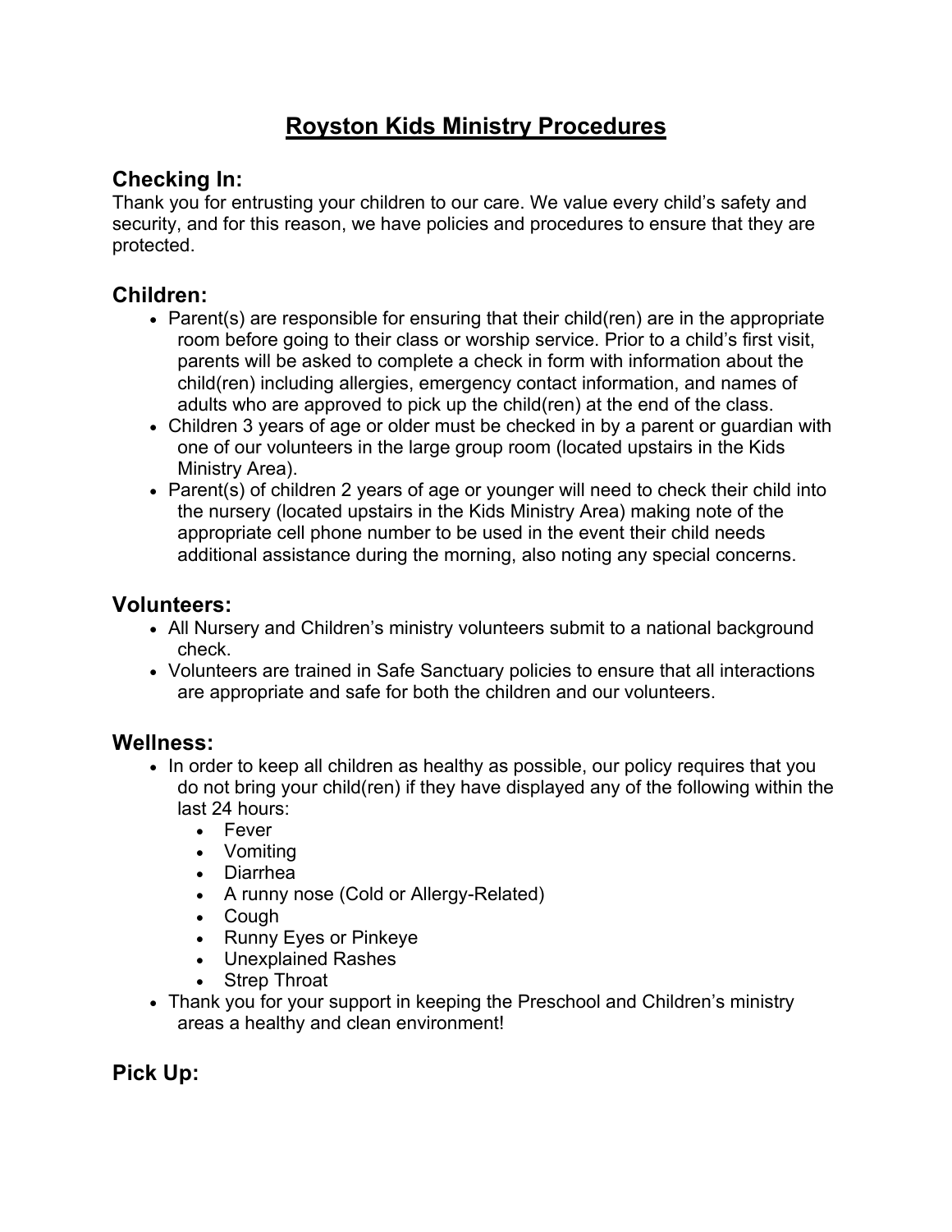# Royston Kids Ministry Procedures

## Checking In:

Thank you for entrusting your children to our care. We value every child's safety and security, and for this reason, we have policies and procedures to ensure that they are protected.

## Children:

- Parent(s) are responsible for ensuring that their child(ren) are in the appropriate room before going to their class or worship service. Prior to a child's first visit, parents will be asked to complete a check in form with information about the child(ren) including allergies, emergency contact information, and names of adults who are approved to pick up the child(ren) at the end of the class.
- Children 3 years of age or older must be checked in by a parent or guardian with one of our volunteers in the large group room (located upstairs in the Kids Ministry Area).
- Parent(s) of children 2 years of age or younger will need to check their child into the nursery (located upstairs in the Kids Ministry Area) making note of the appropriate cell phone number to be used in the event their child needs additional assistance during the morning, also noting any special concerns.

## Volunteers:

- All Nursery and Children's ministry volunteers submit to a national background check.
- Volunteers are trained in Safe Sanctuary policies to ensure that all interactions are appropriate and safe for both the children and our volunteers.

## Wellness:

- In order to keep all children as healthy as possible, our policy requires that you do not bring your child(ren) if they have displayed any of the following within the last 24 hours:
  - Fever
  - Vomiting
  - Diarrhea
  - A runny nose (Cold or Allergy-Related)
  - Cough
  - Runny Eyes or Pinkeye
  - Unexplained Rashes
  - Strep Throat
- Thank you for your support in keeping the Preschool and Children's ministry areas a healthy and clean environment!

## Pick Up: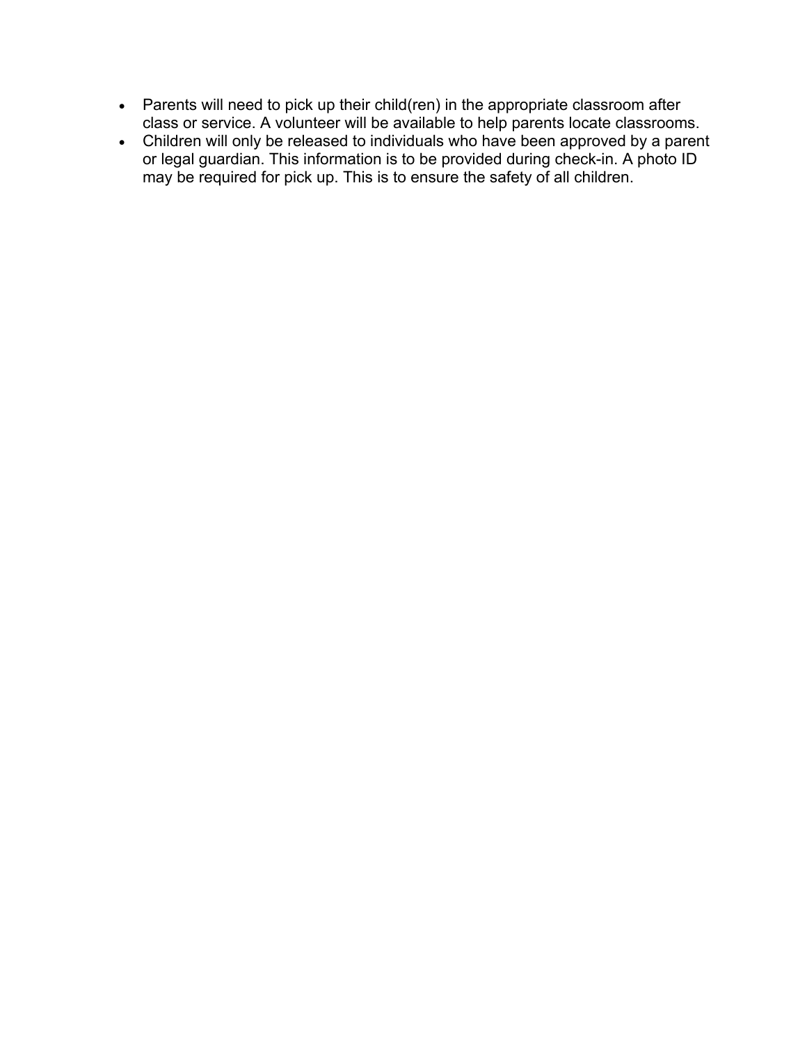- Parents will need to pick up their child(ren) in the appropriate classroom after class or service. A volunteer will be available to help parents locate classrooms.
- Children will only be released to individuals who have been approved by a parent or legal guardian. This information is to be provided during check-in. A photo ID may be required for pick up. This is to ensure the safety of all children.